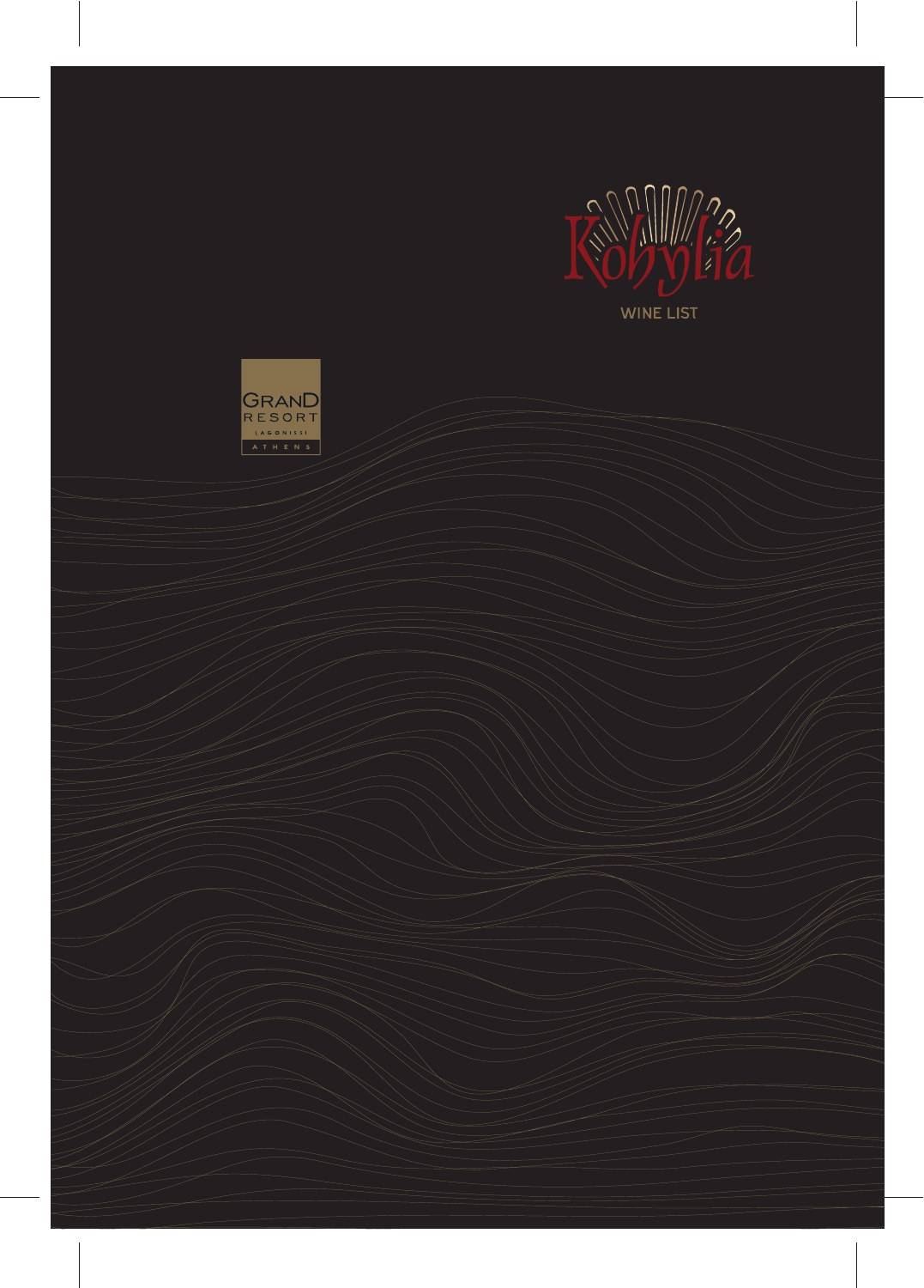# Kohylia

WINE LIST

GRAND RESORT
LAGONISSI
ATHENS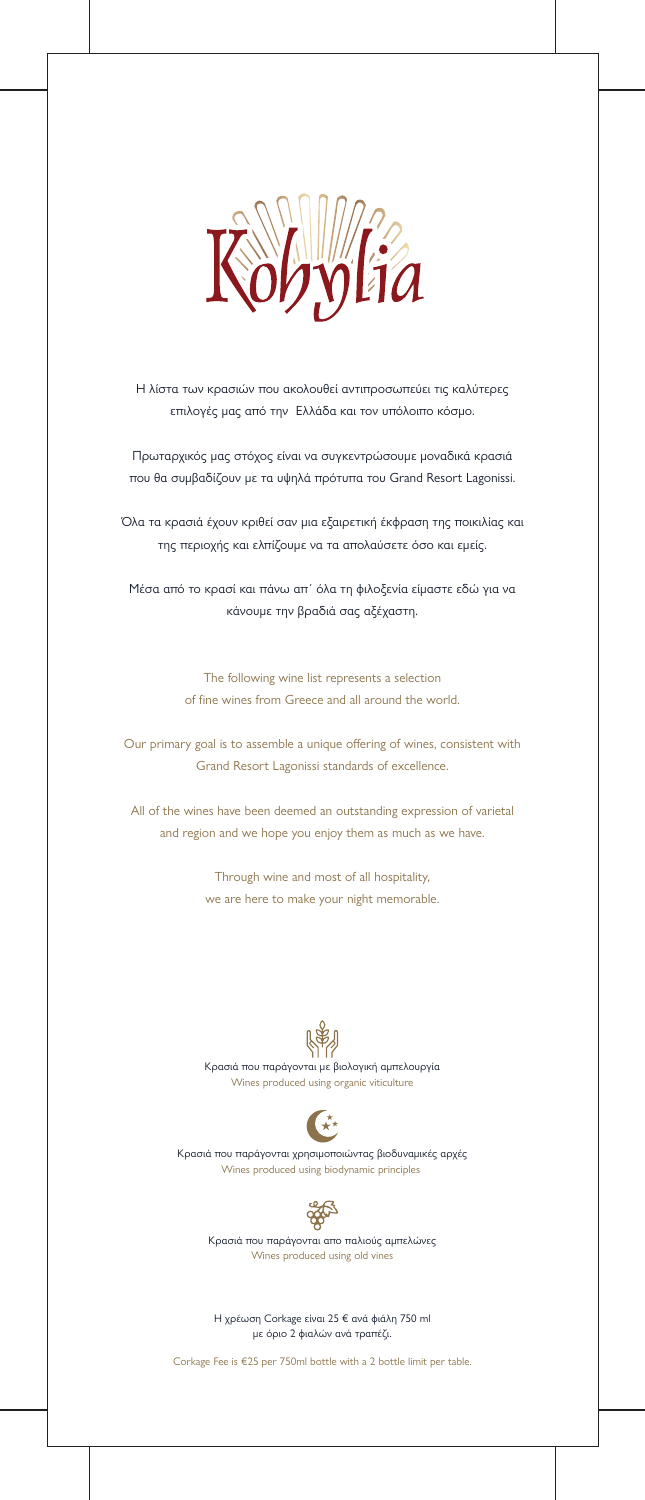# Kohylia

Η λίστα των κρασιών που ακολουθεί αντιπροσωπεύει τις καλύτερες επιλογές μας από την Ελλάδα και τον υπόλοιπο κόσμο.

Πρωταρχικός μας στόχος είναι να συγκεντρώσουμε μοναδικά κρασιά που θα συμβαδίζουν με τα υψηλά πρότυπα του Grand Resort Lagonissi.

Όλα τα κρασιά έχουν κριθεί σαν μια εξαιρετική έκφραση της ποικιλίας και της περιοχής και ελπίζουμε να τα απολαύσετε όσο και εμείς.

Μέσα από το κρασί και πάνω απ΄ όλα τη φιλοξενία είμαστε εδώ για να κάνουμε την βραδιά σας αξέχαστη.

The following wine list represents a selection of fine wines from Greece and all around the world.

Our primary goal is to assemble a unique offering of wines, consistent with Grand Resort Lagonissi standards of excellence.

All of the wines have been deemed an outstanding expression of varietal and region and we hope you enjoy them as much as we have.

Through wine and most of all hospitality, we are here to make your night memorable.

Κρασιά που παράγονται με βιολογική αμπελουργία
Wines produced using organic viticulture

Κρασιά που παράγονται χρησιμοποιώντας βιοδυναμικές αρχές
Wines produced using biodynamic principles

Κρασιά που παράγονται απο παλιούς αμπελώνες
Wines produced using old vines

Η χρέωση Corkage είναι 25 € ανά φιάλη 750 ml με όριο 2 φιαλών ανά τραπέζι.

Corkage Fee is €25 per 750ml bottle with a 2 bottle limit per table.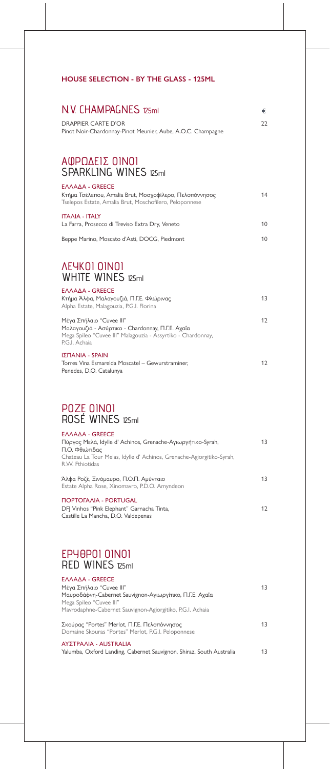**HOUSE SELECTION - BY THE GLASS - 125ML**

## N.V. CHAMPAGNES 125ml

| | € |
|---|---|
| DRAPPIER CARTE D'OR<br>Pinot Noir-Chardonnay-Pinot Meunier, Aube, A.O.C. Champagne | 22 |

## ΑΦΡΩΔΕΙΣ ΟΙΝΟΙ
## SPARKLING WINES 125ml

**ΕΛΛΑΔΑ - GREECE**

| | |
|---|---|
| Κτήμα Τσέλεπου, Amalia Brut, Μοσχοφίλερο, Πελοπόννησος<br>Tselepos Estate, Amalia Brut, Moschofilero, Peloponnese | 14 |

**ΙΤΑΛΙΑ - ITALY**

| | |
|---|---|
| La Farra, Prosecco di Treviso Extra Dry, Veneto | 10 |
| Beppe Marino, Moscato d'Asti, DOCG, Piedmont | 10 |

## ΛΕΥΚΟΙ ΟΙΝΟΙ
## WHITE WINES 125ml

**ΕΛΛΑΔΑ - GREECE**

| | |
|---|---|
| Κτήμα Άλφα, Μαλαγουζιά, Π.Γ.Ε. Φλώρινας<br>Alpha Estate, Malagouzia, P.G.I. Florina | 13 |
| Μέγα Σπήλαιο "Cuvee III"<br>Μαλαγουζιά - Ασύρτικο - Chardonnay, Π.Γ.Ε. Αχαΐα<br>Mega Spileo "Cuvee III" Malagouzia - Assyrtiko - Chardonnay, P.G.I. Achaia | 12 |

**ΙΣΠΑΝΙΑ - SPAIN**

| | |
|---|---|
| Torres Vina Esmarelda Moscatel – Gewurstraminer,<br>Penedes, D.O. Catalunya | 12 |

## ΡΟΖΕ ΟΙΝΟΙ
## ROSÉ WINES 125ml

**ΕΛΛΑΔΑ - GREECE**

| | |
|---|---|
| Πύργος Μελά, Idylle d' Achinos, Grenache-Αγιωργήτικο-Syrah,<br>Π.Ο. Φθιώτιδας<br>Chateau La Tour Melas, Idylle d' Achinos, Grenache-Agiorgitiko-Syrah, R.W. Fthiotidas | 13 |
| Άλφα Ροζέ, Ξινόμαυρο, Π.Ο.Π. Αμύνταιο<br>Estate Alpha Rose, Xinomavro, P.D.O. Amyndeon | 13 |

**ΠΟΡΤΟΓΑΛΙΑ - PORTUGAL**

| | |
|---|---|
| DFJ Vinhos "Pink Elephant" Garnacha Tinta,<br>Castille La Mancha, D.O. Valdepenas | 12 |

## ΕΡΥΘΡΟΙ ΟΙΝΟΙ
## RED WINES 125ml

**ΕΛΛΑΔΑ - GREECE**

| | |
|---|---|
| Μέγα Σπήλαιο "Cuvee III"<br>Μαυροδάφνη-Cabernet Sauvignon-Αγιωργίτικο, Π.Γ.Ε. Αχαΐα<br>Mega Spileo "Cuvee III"<br>Mavrodaphne-Cabernet Sauvignon-Agiorgitiko, P.G.I. Achaia | 13 |
| Σκούρας "Portes" Merlot, Π.Γ.Ε. Πελοπόννησος<br>Domaine Skouras "Portes" Merlot, P.G.I. Peloponnese | 13 |

**ΑΥΣΤΡΑΛΙΑ - AUSTRALIA**

| | |
|---|---|
| Yalumba, Oxford Landing, Cabernet Sauvignon, Shiraz, South Australia | 13 |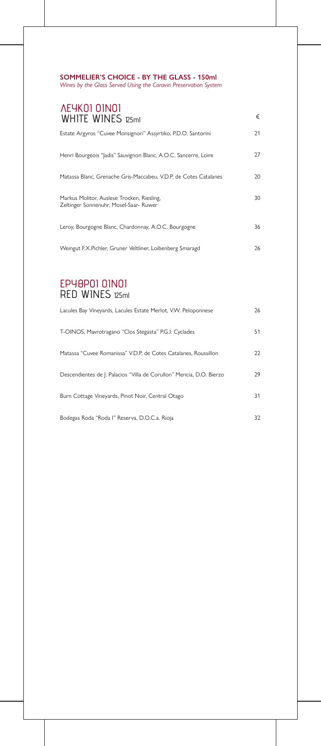**SOMMELIER'S CHOICE - BY THE GLASS - 150ml**

*Wines by the Glass Served Using the Coravin Preservation System*

## ΛΕΥΚΟΙ ΟΙΝΟΙ
## WHITE WINES 125ml

| | € |
|---|---|
| Estate Argyros "Cuvee Monsignori" Assyrtiko, P.D.O. Santorini | 21 |
| Henri Bourgeois "Jadis" Sauvignon Blanc, A.O.C. Sancerre, Loire | 27 |
| Matassa Blanc, Grenache Gris-Maccabeu, V.D.P. de Cotes Catalanes | 20 |
| Markus Molitor, Auslese Trocken, Riesling, Zeltinger Sonnenuhr, Mosel-Saar- Ruwer | 30 |
| Leroy, Bourgogne Blanc, Chardonnay, A.O.C. Bourgogne | 36 |
| Weingut F.X.Pichler, Gruner Veltliner, Loibenberg Smaragd | 26 |

## ΕΡΥΘΡΟΙ ΟΙΝΟΙ
## RED WINES 125ml

| | € |
|---|---|
| Lacules Bay Vineyards, Lacules Estate Merlot, V.W. Peloponnese | 26 |
| T-OINOS, Mavrotragano "Clos Stegasta" P.G.I. Cyclades | 51 |
| Matassa "Cuvee Romanissa" V.D.P. de Cotes Catalanes, Roussillon | 22 |
| Descendientes de J. Palacios "Villa de Corullon" Mencia, D.O. Bierzo | 29 |
| Burn Cottage Vineyards, Pinot Noir, Central Otago | 31 |
| Bodegas Roda "Roda I" Reserva, D.O.C.a. Rioja | 32 |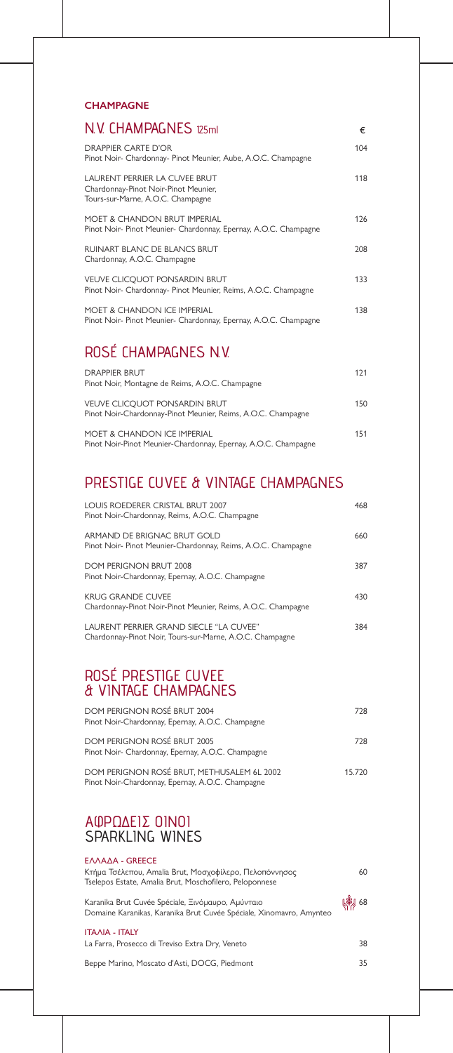**CHAMPAGNE**

## N.V. CHAMPAGNES 125ml

| | € |
|---|---|
| DRAPPIER CARTE D'OR<br>Pinot Noir- Chardonnay- Pinot Meunier, Aube, A.O.C. Champagne | 104 |
| LAURENT PERRIER LA CUVEE BRUT<br>Chardonnay-Pinot Noir-Pinot Meunier,<br>Tours-sur-Marne, A.O.C. Champagne | 118 |
| MOET & CHANDON BRUT IMPERIAL<br>Pinot Noir- Pinot Meunier- Chardonnay, Epernay, A.O.C. Champagne | 126 |
| RUINART BLANC DE BLANCS BRUT<br>Chardonnay, A.O.C. Champagne | 208 |
| VEUVE CLICQUOT PONSARDIN BRUT<br>Pinot Noir- Chardonnay- Pinot Meunier, Reims, A.O.C. Champagne | 133 |
| MOET & CHANDON ICE IMPERIAL<br>Pinot Noir- Pinot Meunier- Chardonnay, Epernay, A.O.C. Champagne | 138 |

## ROSÉ CHAMPAGNES N.V.

| | |
|---|---|
| DRAPPIER BRUT<br>Pinot Noir, Montagne de Reims, A.O.C. Champagne | 121 |
| VEUVE CLICQUOT PONSARDIN BRUT<br>Pinot Noir-Chardonnay-Pinot Meunier, Reims, A.O.C. Champagne | 150 |
| MOET & CHANDON ICE IMPERIAL<br>Pinot Noir-Pinot Meunier-Chardonnay, Epernay, A.O.C. Champagne | 151 |

## PRESTIGE CUVEE & VINTAGE CHAMPAGNES

| | |
|---|---|
| LOUIS ROEDERER CRISTAL BRUT 2007<br>Pinot Noir-Chardonnay, Reims, A.O.C. Champagne | 468 |
| ARMAND DE BRIGNAC BRUT GOLD<br>Pinot Noir- Pinot Meunier-Chardonnay, Reims, A.O.C. Champagne | 660 |
| DOM PERIGNON BRUT 2008<br>Pinot Noir-Chardonnay, Epernay, A.O.C. Champagne | 387 |
| KRUG GRANDE CUVEE<br>Chardonnay-Pinot Noir-Pinot Meunier, Reims, A.O.C. Champagne | 430 |
| LAURENT PERRIER GRAND SIECLE "LA CUVEE"<br>Chardonnay-Pinot Noir, Tours-sur-Marne, A.O.C. Champagne | 384 |

## ROSÉ PRESTIGE CUVEE & VINTAGE CHAMPAGNES

| | |
|---|---|
| DOM PERIGNON ROSÉ BRUT 2004<br>Pinot Noir-Chardonnay, Epernay, A.O.C. Champagne | 728 |
| DOM PERIGNON ROSÉ BRUT 2005<br>Pinot Noir- Chardonnay, Epernay, A.O.C. Champagne | 728 |
| DOM PERIGNON ROSÉ BRUT, METHUSALEM 6L 2002<br>Pinot Noir-Chardonnay, Epernay, A.O.C. Champagne | 15.720 |

## ΑΦΡΩΔΕΙΣ ΟΙΝΟΙ
## SPARKLING WINES

**ΕΛΛΑΔΑ - GREECE**

| | |
|---|---|
| Κτήμα Τσέλεπου, Amalia Brut, Μοσχοφίλερο, Πελοπόννησος<br>Tselepos Estate, Amalia Brut, Moschofilero, Peloponnese | 60 |
| Karanika Brut Cuvée Spéciale, Ξινόμαυρο, Αμύνταιο<br>Domaine Karanikas, Karanika Brut Cuvée Spéciale, Xinomavro, Amynteo | 68 |

**ΙΤΑΛΙΑ - ITALY**

| | |
|---|---|
| La Farra, Prosecco di Treviso Extra Dry, Veneto | 38 |
| Beppe Marino, Moscato d'Asti, DOCG, Piedmont | 35 |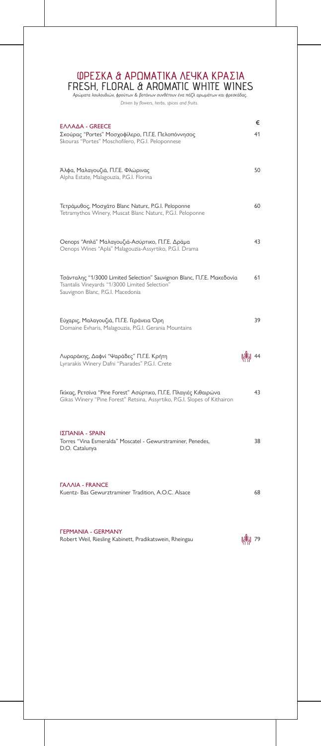# ΦΡΕΣΚΑ & ΑΡΩΜΑΤΙΚΑ ΛΕΥΚΑ ΚΡΑΣΙΑ
# FRESH, FLORAL & AROMATIC WHITE WINES

*Αρώματα λουλουδιών, φρούτων & βοτάνων συνθέτουν ένα πάζλ αρωμάτων και φρεσκάδας.*

*Driven by flowers, herbs, spices and fruits.*

| | € |
|---|---|
| **ΕΛΛΑΔΑ - GREECE** | |
| Σκούρας "Portes" Μοσχοφίλερο, Π.Γ.Ε. Πελοπόννησος<br>Skouras "Portes" Moschofilero, P.G.I. Peloponnese | 41 |
| Άλφα, Μαλαγουζιά, Π.Γ.Ε. Φλώρινας<br>Alpha Estate, Malagouzia, P.G.I. Florina | 50 |
| Τετράμυθος, Μοσχάτο Blanc Nature, P.G.I. Peloponne<br>Tetramythos Winery, Muscat Blanc Nature, P.G.I. Peloponne | 60 |
| Oenops "Απλά" Μαλαγουζιά-Ασύρτικο, Π.Γ.Ε. Δράμα<br>Oenops Wines "Apla" Malagouzia-Assyrtiko, P.G.I. Drama | 43 |
| Τσάνταλης "1/3000 Limited Selection" Sauvignon Blanc, Π.Γ.Ε. Μακεδονία<br>Tsantalis Vineyards "1/3000 Limited Selection" Sauvignon Blanc, P.G.I. Macedonia | 61 |
| Εύχαρις, Μαλαγουζιά, Π.Γ.Ε. Γεράνεια Όρη<br>Domaine Evharis, Malagouzia, P.G.I. Gerania Mountains | 39 |
| Λυραράκης, Δαφνί "Ψαράδες" Π.Γ.Ε. Κρήτη<br>Lyrarakis Winery Dafni "Psarades" P.G.I. Crete | 44 |
| Γκίκας, Ρετσίνα "Pine Forest" Ασύρτικο, Π.Γ.Ε. Πλαγιές Κιθαιρώνα<br>Gikas Winery "Pine Forest" Retsina, Assyrtiko, P.G.I. Slopes of Kithairon | 43 |
| **ΙΣΠΑΝΙΑ - SPAIN** | |
| Torres "Vina Esmeralda" Moscatel - Gewurstraminer, Penedes, D.O. Catalunya | 38 |
| **ΓΑΛΛΙΑ - FRANCE** | |
| Kuentz- Bas Gewurztraminer Tradition, A.O.C. Alsace | 68 |
| **ΓΕΡΜΑΝΙΑ - GERMANY** | |
| Robert Weil, Riesling Kabinett, Pradikatswein, Rheingau | 79 |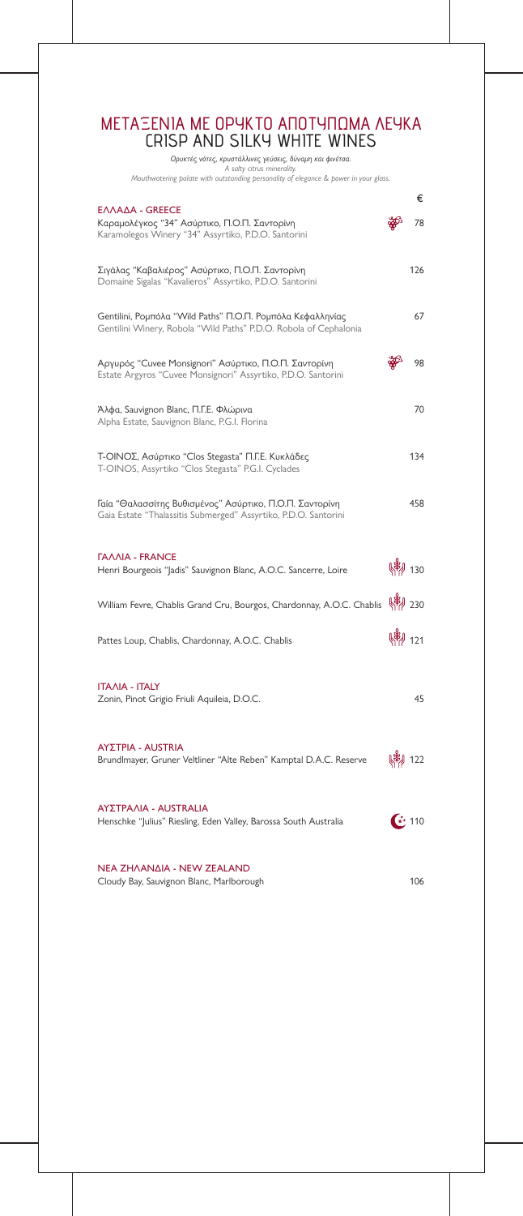# ΜΕΤΑΞΕΝΙΑ ΜΕ ΟΡΥΚΤΟ ΑΠΟΤΥΠΩΜΑ ΛΕΥΚΑ
## CRISP AND SILKY WHITE WINES

*Ορυκτές νότες, κρυστάλλινες γεύσεις, δύναμη και φινέτσα.*
*A salty citrus minerality.*
*Mouthwatering palate with outstanding personality of elegance & power in your glass.*

| | € |
|---|---|
| **ΕΛΛΑΔΑ - GREECE** | |
| Καραμολέγκος "34" Ασύρτικο, Π.Ο.Π. Σαντορίνη<br>Karamolegos Winery "34" Assyrtiko, P.D.O. Santorini | 78 |
| Σιγάλας "Καβαλιέρος" Ασύρτικο, Π.Ο.Π. Σαντορίνη<br>Domaine Sigalas "Kavalieros" Assyrtiko, P.D.O. Santorini | 126 |
| Gentilini, Ρομπόλα "Wild Paths" Π.Ο.Π. Ρομπόλα Κεφαλληνίας<br>Gentilini Winery, Robola "Wild Paths" P.D.O. Robola of Cephalonia | 67 |
| Αργυρός "Cuvee Monsignori" Ασύρτικο, Π.Ο.Π. Σαντορίνη<br>Estate Argyros "Cuvee Monsignori" Assyrtiko, P.D.O. Santorini | 98 |
| Άλφα, Sauvignon Blanc, Π.Γ.Ε. Φλώρινα<br>Alpha Estate, Sauvignon Blanc, P.G.I. Florina | 70 |
| Τ-ΟΙΝΟΣ, Ασύρτικο "Clos Stegasta" Π.Γ.Ε. Κυκλάδες<br>T-OINOS, Assyrtiko "Clos Stegasta" P.G.I. Cyclades | 134 |
| Γαία "Θαλασσίτης Βυθισμένος" Ασύρτικο, Π.Ο.Π. Σαντορίνη<br>Gaia Estate "Thalassitis Submerged" Assyrtiko, P.D.O. Santorini | 458 |
| **ΓΑΛΛΙΑ - FRANCE** | |
| Henri Bourgeois "Jadis" Sauvignon Blanc, A.O.C. Sancerre, Loire | 130 |
| William Fevre, Chablis Grand Cru, Bourgos, Chardonnay, A.O.C. Chablis | 230 |
| Pattes Loup, Chablis, Chardonnay, A.O.C. Chablis | 121 |
| **ΙΤΑΛΙΑ - ITALY** | |
| Zonin, Pinot Grigio Friuli Aquileia, D.O.C. | 45 |
| **ΑΥΣΤΡΙΑ - AUSTRIA** | |
| Brundlmayer, Gruner Veltliner "Alte Reben" Kamptal D.A.C. Reserve | 122 |
| **ΑΥΣΤΡΑΛΙΑ - AUSTRALIA** | |
| Henschke "Julius" Riesling, Eden Valley, Barossa South Australia | 110 |
| **ΝΕΑ ΖΗΛΑΝΔΙΑ - NEW ZEALAND** | |
| Cloudy Bay, Sauvignon Blanc, Marlborough | 106 |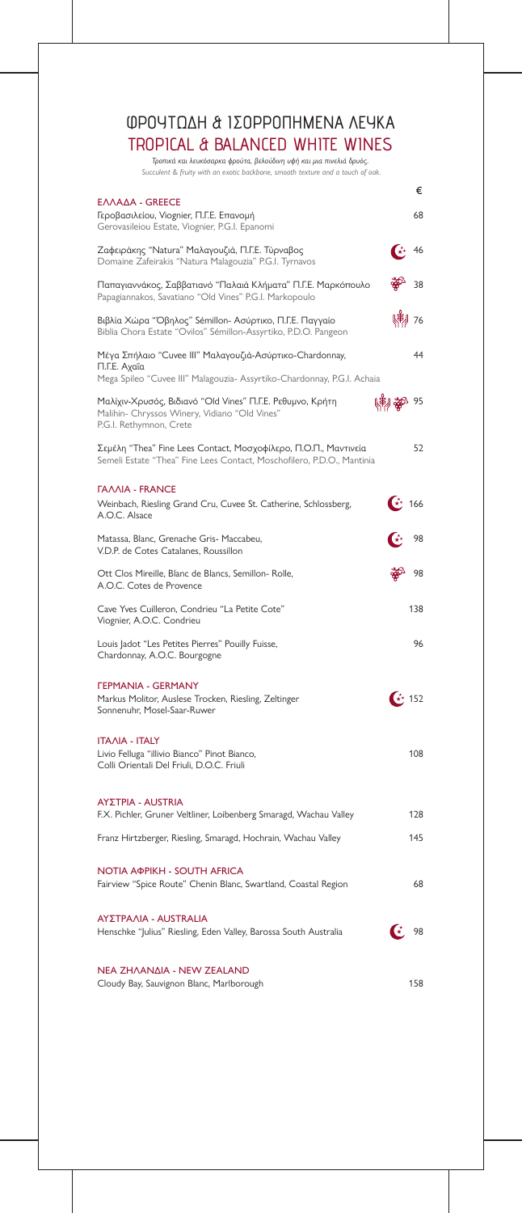# ΦΡΟΥΤΩΔΗ & ΙΣΟΡΡΟΠΗΜΕΝΑ ΛΕΥΚΑ
# TROPICAL & BALANCED WHITE WINES

*Τροπικά και λευκόσαρκα φρούτα, βελούδινη υφή και μια πινελιά δρυός.*
*Succulent & fruity with an exotic backbone, smooth texture and a touch of oak.*

| | € |
|---|---|
| **ΕΛΛΑΔΑ - GREECE** | |
| Γεροβασιλείου, Viognier, Π.Γ.Ε. Επανομή<br>Gerovasileiou Estate, Viognier, P.G.I. Epanomi | 68 |
| Ζαφειράκης "Natura" Μαλαγουζιά, Π.Γ.Ε. Τύρναβος<br>Domaine Zafeirakis "Natura Malagouzia" P.G.I. Tyrnavos | 46 |
| Παπαγιαννάκος, Σαββατιανό "Παλαιά Κλήματα" Π.Γ.Ε. Μαρκόπουλο<br>Papagiannakos, Savatiano "Old Vines" P.G.I. Markopoulo | 38 |
| Βιβλία Χώρα "Όβηλος" Sémillon- Ασύρτικο, Π.Γ.Ε. Παγγαίο<br>Biblia Chora Estate "Ovilos" Sémillon-Assyrtiko, P.D.O. Pangeon | 76 |
| Μέγα Σπήλαιο "Cuvee III" Μαλαγουζιά-Ασύρτικο-Chardonnay, Π.Γ.Ε. Αχαΐα<br>Mega Spileo "Cuvee III" Malagouzia- Assyrtiko-Chardonnay, P.G.I. Achaia | 44 |
| Μαλίχιν-Χρυσός, Βιδιανό "Old Vines" Π.Γ.Ε. Ρέθυμνο, Κρήτη<br>Malihin- Chryssos Winery, Vidiano "Old Vines" P.G.I. Rethymnon, Crete | 95 |
| Σεμέλη "Thea" Fine Lees Contact, Μοσχοφίλερο, Π.Ο.Π., Μαντινεία<br>Semeli Estate "Thea" Fine Lees Contact, Moschofilero, P.D.O., Mantinia | 52 |
| **ΓΑΛΛΙΑ - FRANCE** | |
| Weinbach, Riesling Grand Cru, Cuvee St. Catherine, Schlossberg, A.O.C. Alsace | 166 |
| Matassa, Blanc, Grenache Gris- Maccabeu, V.D.P. de Cotes Catalanes, Roussillon | 98 |
| Ott Clos Mireille, Blanc de Blancs, Semillon- Rolle, A.O.C. Cotes de Provence | 98 |
| Cave Yves Cuilleron, Condrieu "La Petite Cote" Viognier, A.O.C. Condrieu | 138 |
| Louis Jadot "Les Petites Pierres" Pouilly Fuisse, Chardonnay, A.O.C. Bourgogne | 96 |
| **ΓΕΡΜΑΝΙΑ - GERMANY** | |
| Markus Molitor, Auslese Trocken, Riesling, Zeltinger Sonnenuhr, Mosel-Saar-Ruwer | 152 |
| **ΙΤΑΛΙΑ - ITALY** | |
| Livio Felluga "illivio Bianco" Pinot Bianco, Colli Orientali Del Friuli, D.O.C. Friuli | 108 |
| **ΑΥΣΤΡΙΑ - AUSTRIA** | |
| F.X. Pichler, Gruner Veltliner, Loibenberg Smaragd, Wachau Valley | 128 |
| Franz Hirtzberger, Riesling, Smaragd, Hochrain, Wachau Valley | 145 |
| **ΝΟΤΙΑ ΑΦΡΙΚΗ - SOUTH AFRICA** | |
| Fairview "Spice Route" Chenin Blanc, Swartland, Coastal Region | 68 |
| **ΑΥΣΤΡΑΛΙΑ - AUSTRALIA** | |
| Henschke "Julius" Riesling, Eden Valley, Barossa South Australia | 98 |
| **ΝΕΑ ΖΗΛΑΝΔΙΑ - NEW ZEALAND** | |
| Cloudy Bay, Sauvignon Blanc, Marlborough | 158 |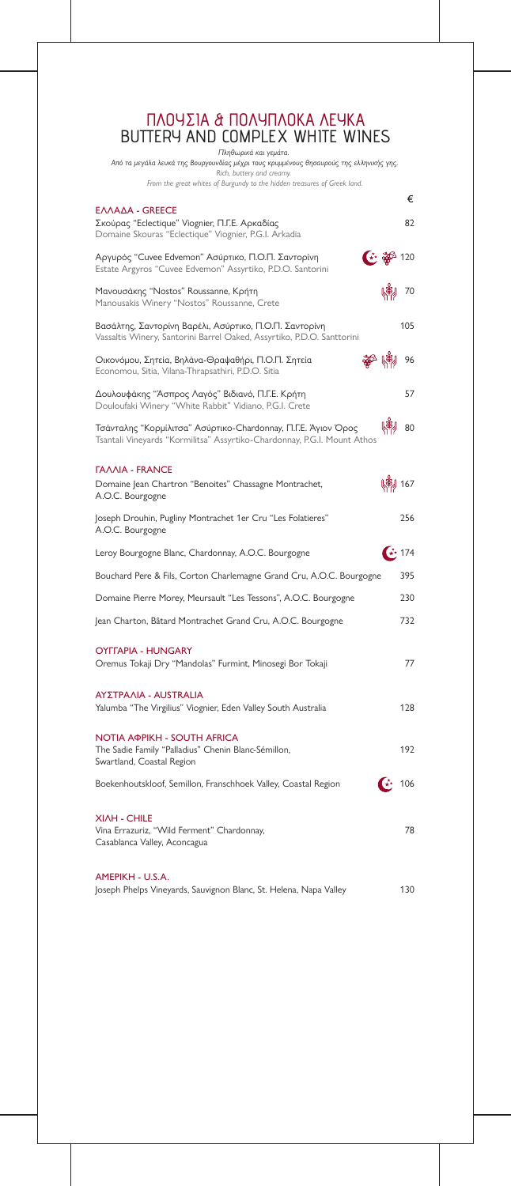# ΠΛΟΥΣΙΑ & ΠΟΛΥΠΛΟΚΑ ΛΕΥΚΑ
# BUTTERY AND COMPLEX WHITE WINES

*Πληθωρικά και γεμάτα.*
*Από τα μεγάλα λευκά της Βουργουνδίας μέχρι τους κρυμμένους θησαυρούς της ελληνικής γης.*
*Rich, buttery and creamy.*
*From the great whites of Burgundy to the hidden treasures of Greek land.*

€

## ΕΛΛΑΔΑ - GREECE

Σκούρας "Eclectique" Viognier, Π.Γ.Ε. Αρκαδίας
Domaine Skouras "Eclectique" Viognier, P.G.I. Arkadia — 82

Αργυρός "Cuvee Edvemon" Ασύρτικο, Π.Ο.Π. Σαντορίνη
Estate Argyros "Cuvee Edvemon" Assyrtiko, P.D.O. Santorini — 120

Μανουσάκης "Nostos" Roussanne, Κρήτη
Manousakis Winery "Nostos" Roussanne, Crete — 70

Βασάλτης, Σαντορίνη Βαρέλι, Ασύρτικο, Π.Ο.Π. Σαντορίνη
Vassaltis Winery, Santorini Barrel Oaked, Assyrtiko, P.D.O. Santorini — 105

Οικονόμου, Σητεία, Βηλάνα-Θραψαθήρι, Π.Ο.Π. Σητεία
Economou, Sitia, Vilana-Thrapsathiri, P.D.O. Sitia — 96

Δουλουφάκης "Άσπρος Λαγός" Βιδιανό, Π.Γ.Ε. Κρήτη
Douloufaki Winery "White Rabbit" Vidiano, P.G.I. Crete — 57

Τσάνταλης "Κορμίλιτσα" Ασύρτικο-Chardonnay, Π.Γ.Ε. Άγιον Όρος
Tsantali Vineyards "Kormilitsa" Assyrtiko-Chardonnay, P.G.I. Mount Athos — 80

## ΓΑΛΛΙΑ - FRANCE

Domaine Jean Chartron "Benoites" Chassagne Montrachet, A.O.C. Bourgogne — 167

Joseph Drouhin, Pugliny Montrachet 1er Cru "Les Folatieres" A.O.C. Bourgogne — 256

Leroy Bourgogne Blanc, Chardonnay, A.O.C. Bourgogne — 174

Bouchard Pere & Fils, Corton Charlemagne Grand Cru, A.O.C. Bourgogne — 395

Domaine Pierre Morey, Meursault "Les Tessons", A.O.C. Bourgogne — 230

Jean Charton, Bâtard Montrachet Grand Cru, A.O.C. Bourgogne — 732

## ΟΥΓΓΑΡΙΑ - HUNGARY

Oremus Tokaji Dry "Mandolas" Furmint, Minosegi Bor Tokaji — 77

## ΑΥΣΤΡΑΛΙΑ - AUSTRALIA

Yalumba "The Virgilius" Viognier, Eden Valley South Australia — 128

## ΝΟΤΙΑ ΑΦΡΙΚΗ - SOUTH AFRICA

The Sadie Family "Palladius" Chenin Blanc-Sémillon, Swartland, Coastal Region — 192

Boekenhoutskloof, Semillon, Franschhoek Valley, Coastal Region — 106

## ΧΙΛΗ - CHILE

Vina Errazuriz, "Wild Ferment" Chardonnay, Casablanca Valley, Aconcagua — 78

## ΑΜΕΡΙΚΗ - U.S.A.

Joseph Phelps Vineyards, Sauvignon Blanc, St. Helena, Napa Valley — 130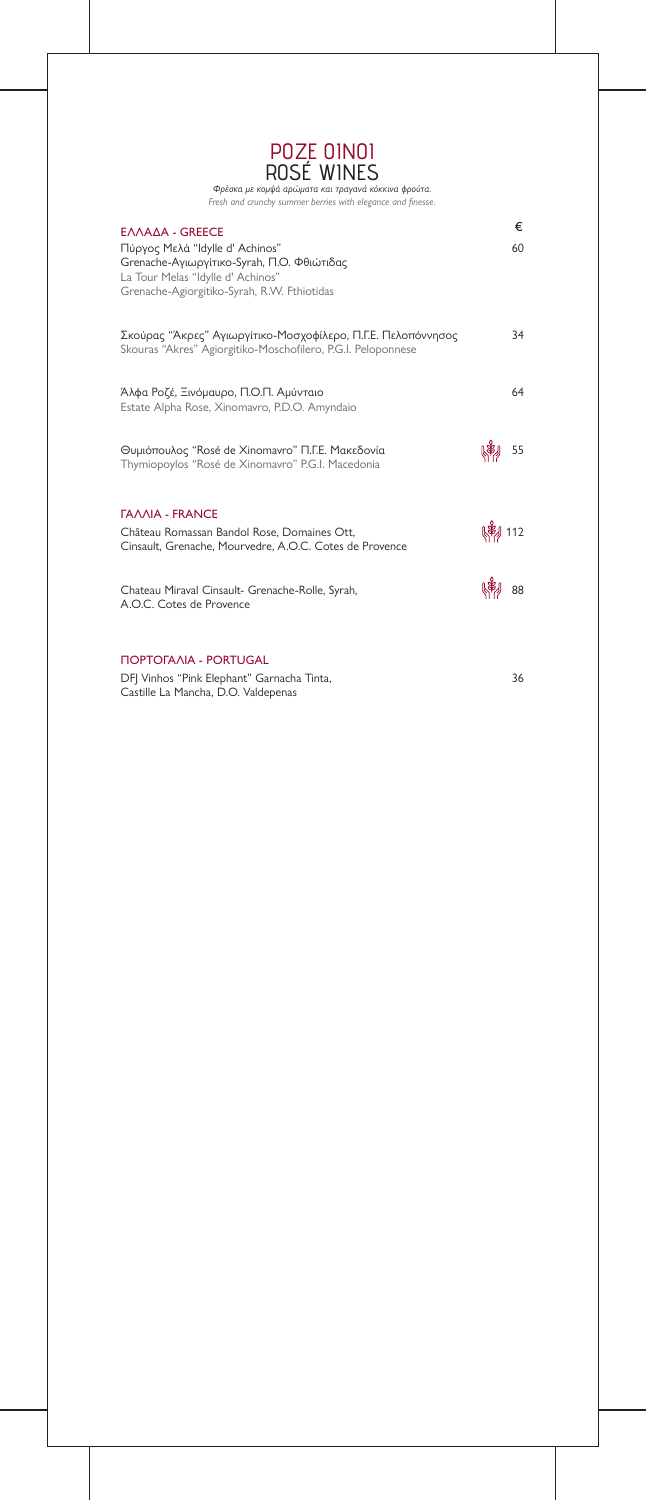# ΡΟΖΕ ΟΙΝΟΙ
# ROSÉ WINES

*Φρέσκα με κομψά αρώματα και τραγανά κόκκινα φρούτα.*
*Fresh and crunchy summer berries with elegance and finesse.*

| | € |
|---|---|
| **ΕΛΛΑΔΑ - GREECE** | |
| Πύργος Μελά "Idylle d' Achinos"<br>Grenache-Αγιωργίτικο-Syrah, Π.Ο. Φθιώτιδας<br>La Tour Melas "Idylle d' Achinos"<br>Grenache-Agiorgitiko-Syrah, R.W. Fthiotidas | 60 |
| Σκούρας "Άκρες" Αγιωργίτικο-Μοσχοφίλερο, Π.Γ.Ε. Πελοπόννησος<br>Skouras "Akres" Agiorgitiko-Moschofilero, P.G.I. Peloponnese | 34 |
| Άλφα Ροζέ, Ξινόμαυρο, Π.Ο.Π. Αμύνταιο<br>Estate Alpha Rose, Xinomavro, P.D.O. Amyndaio | 64 |
| Θυμιόπουλος "Rosé de Xinomavro" Π.Γ.Ε. Μακεδονία<br>Thymiopoylos "Rosé de Xinomavro" P.G.I. Macedonia | 55 |
| **ΓΑΛΛΙΑ - FRANCE** | |
| Château Romassan Bandol Rose, Domaines Ott,<br>Cinsault, Grenache, Mourvedre, A.O.C. Cotes de Provence | 112 |
| Chateau Miraval Cinsault- Grenache-Rolle, Syrah,<br>A.O.C. Cotes de Provence | 88 |
| **ΠΟΡΤΟΓΑΛΙΑ - PORTUGAL** | |
| DFJ Vinhos "Pink Elephant" Garnacha Tinta,<br>Castille La Mancha, D.O. Valdepenas | 36 |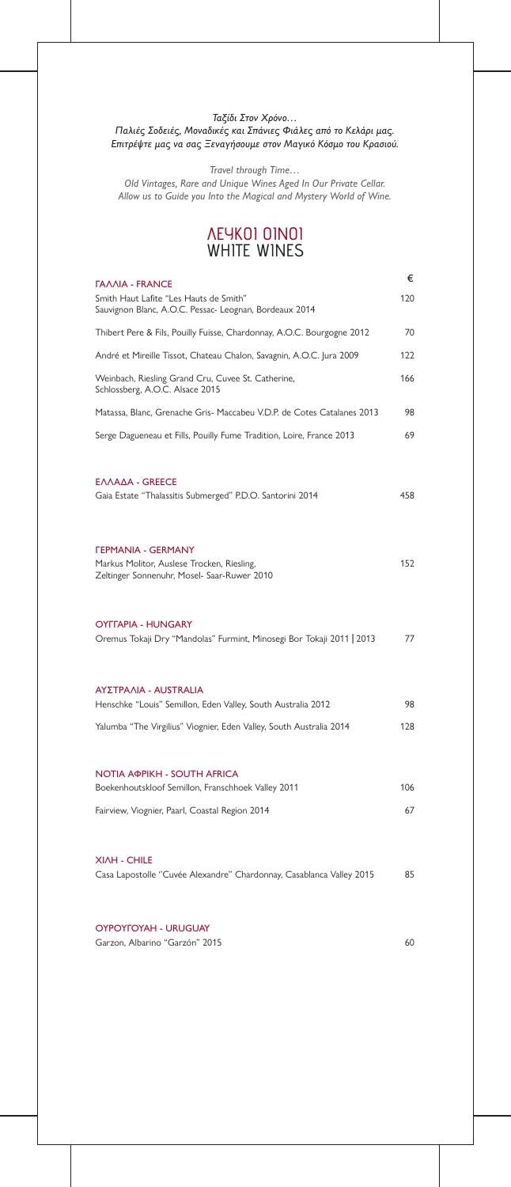*Ταξίδι Στον Χρόνο…*
*Παλιές Σοδειές, Μοναδικές και Σπάνιες Φιάλες από το Κελάρι μας.*
*Επιτρέψτε μας να σας Ξεναγήσουμε στον Μαγικό Κόσμο του Κρασιού.*

*Travel through Time…*
*Old Vintages, Rare and Unique Wines Aged In Our Private Cellar.*
*Allow us to Guide you Into the Magical and Mystery World of Wine.*

# ΛΕΥΚΟΙ ΟΙΝΟΙ
# WHITE WINES

| ΓΑΛΛΙΑ - FRANCE | € |
|---|---|
| Smith Haut Lafite "Les Hauts de Smith" Sauvignon Blanc, A.O.C. Pessac- Leognan, Bordeaux 2014 | 120 |
| Thibert Pere & Fils, Pouilly Fuisse, Chardonnay, A.O.C. Bourgogne 2012 | 70 |
| André et Mireille Tissot, Chateau Chalon, Savagnin, A.O.C. Jura 2009 | 122 |
| Weinbach, Riesling Grand Cru, Cuvee St. Catherine, Schlossberg, A.O.C. Alsace 2015 | 166 |
| Matassa, Blanc, Grenache Gris- Maccabeu V.D.P. de Cotes Catalanes 2013 | 98 |
| Serge Dagueneau et Fills, Pouilly Fume Tradition, Loire, France 2013 | 69 |

| ΕΛΛΑΔΑ - GREECE | |
|---|---|
| Gaia Estate "Thalassitis Submerged" P.D.O. Santorini 2014 | 458 |

| ΓΕΡΜΑΝΙΑ - GERMANY | |
|---|---|
| Markus Molitor, Auslese Trocken, Riesling, Zeltinger Sonnenuhr, Mosel- Saar-Ruwer 2010 | 152 |

| ΟΥΓΓΑΡΙΑ - HUNGARY | |
|---|---|
| Oremus Tokaji Dry "Mandolas" Furmint, Minosegi Bor Tokaji 2011 \| 2013 | 77 |

| ΑΥΣΤΡΑΛΙΑ - AUSTRALIA | |
|---|---|
| Henschke "Louis" Semillon, Eden Valley, South Australia 2012 | 98 |
| Yalumba "The Virgilius" Viognier, Eden Valley, South Australia 2014 | 128 |

| ΝΟΤΙΑ ΑΦΡΙΚΗ - SOUTH AFRICA | |
|---|---|
| Boekenhoutskloof Semillon, Franschhoek Valley 2011 | 106 |
| Fairview, Viognier, Paarl, Coastal Region 2014 | 67 |

| ΧΙΛΗ - CHILE | |
|---|---|
| Casa Lapostolle "Cuvée Alexandre" Chardonnay, Casablanca Valley 2015 | 85 |

| ΟΥΡΟΥΓΟΥΑΗ - URUGUAY | |
|---|---|
| Garzon, Albarino "Garzón" 2015 | 60 |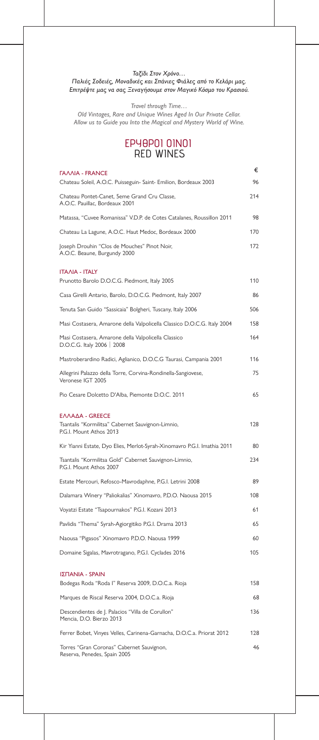*Ταξίδι Στον Χρόνο…*
*Παλιές Σοδειές, Μοναδικές και Σπάνιες Φιάλες από το Κελάρι μας.*
*Επιτρέψτε μας να σας Ξεναγήσουμε στον Μαγικό Κόσμο του Κρασιού.*

*Travel through Time…*
*Old Vintages, Rare and Unique Wines Aged In Our Private Cellar.*
*Allow us to Guide you Into the Magical and Mystery World of Wine.*

# ΕΡΥΘΡΟΙ ΟΙΝΟΙ
# RED WINES

| ΓΑΛΛΙΑ - FRANCE | € |
|---|---|
| Chateau Soleil, A.O.C. Puisseguin- Saint- Emilion, Bordeaux 2003 | 96 |
| Chateau Pontet-Canet, 5eme Grand Cru Classe, A.O.C. Pauillac, Bordeaux 2001 | 214 |
| Matassa, "Cuvee Romanissa" V.D.P. de Cotes Catalanes, Roussillon 2011 | 98 |
| Chateau La Lagune, A.O.C. Haut Medoc, Bordeaux 2000 | 170 |
| Joseph Drouhin "Clos de Mouches" Pinot Noir, A.O.C. Beaune, Burgundy 2000 | 172 |

| ΙΤΑΛΙΑ - ITALY | |
|---|---|
| Prunotto Barolo D.O.C.G. Piedmont, Italy 2005 | 110 |
| Casa Girelli Antario, Barolo, D.O.C.G. Piedmont, Italy 2007 | 86 |
| Tenuta San Guido "Sassicaia" Bolgheri, Tuscany, Italy 2006 | 506 |
| Masi Costasera, Amarone della Valpolicella Classico D.O.C.G. Italy 2004 | 158 |
| Masi Costasera, Amarone della Valpolicella Classico D.O.C.G. Italy 2006 \| 2008 | 164 |
| Mastroberardino Radici, Aglianico, D.O.C.G Taurasi, Campania 2001 | 116 |
| Allegrini Palazzo della Torre, Corvina-Rondinella-Sangiovese, Veronese IGT 2005 | 75 |
| Pio Cesare Dolcetto D'Alba, Piemonte D.O.C. 2011 | 65 |

| ΕΛΛΑΔΑ - GREECE | |
|---|---|
| Tsantalis "Kormilitsa" Cabernet Sauvignon-Limnio, P.G.I. Mount Athos 2013 | 128 |
| Kir Yianni Estate, Dyo Elies, Merlot-Syrah-Xinomavro P.G.I. Imathia 2011 | 80 |
| Tsantalis "Kormilitsa Gold" Cabernet Sauvignon-Limnio, P.G.I. Mount Athos 2007 | 234 |
| Estate Mercouri, Refosco-Mavrodaphne, P.G.I. Letrini 2008 | 89 |
| Dalamara Winery "Paliokalias" Xinomavro, P.D.O. Naousa 2015 | 108 |
| Voyatzi Estate "Tsapournakos" P.G.I. Kozani 2013 | 61 |
| Pavlidis "Thema" Syrah-Agiorgitiko P.G.I. Drama 2013 | 65 |
| Naousa "Pigasos" Xinomavro P.D.O. Naousa 1999 | 60 |
| Domaine Sigalas, Mavrotragano, P.G.I. Cyclades 2016 | 105 |

| ΙΣΠΑΝΙΑ - SPAIN | |
|---|---|
| Bodegas Roda "Roda I" Reserva 2009, D.O.C.a. Rioja | 158 |
| Marques de Riscal Reserva 2004, D.O.C.a. Rioja | 68 |
| Descendientes de J. Palacios "Villa de Corullon" Mencia, D.O. Bierzo 2013 | 136 |
| Ferrer Bobet, Vinyes Velles, Carinena-Garnacha, D.O.C.a. Priorat 2012 | 128 |
| Torres "Gran Coronas" Cabernet Sauvignon, Reserva, Penedes, Spain 2005 | 46 |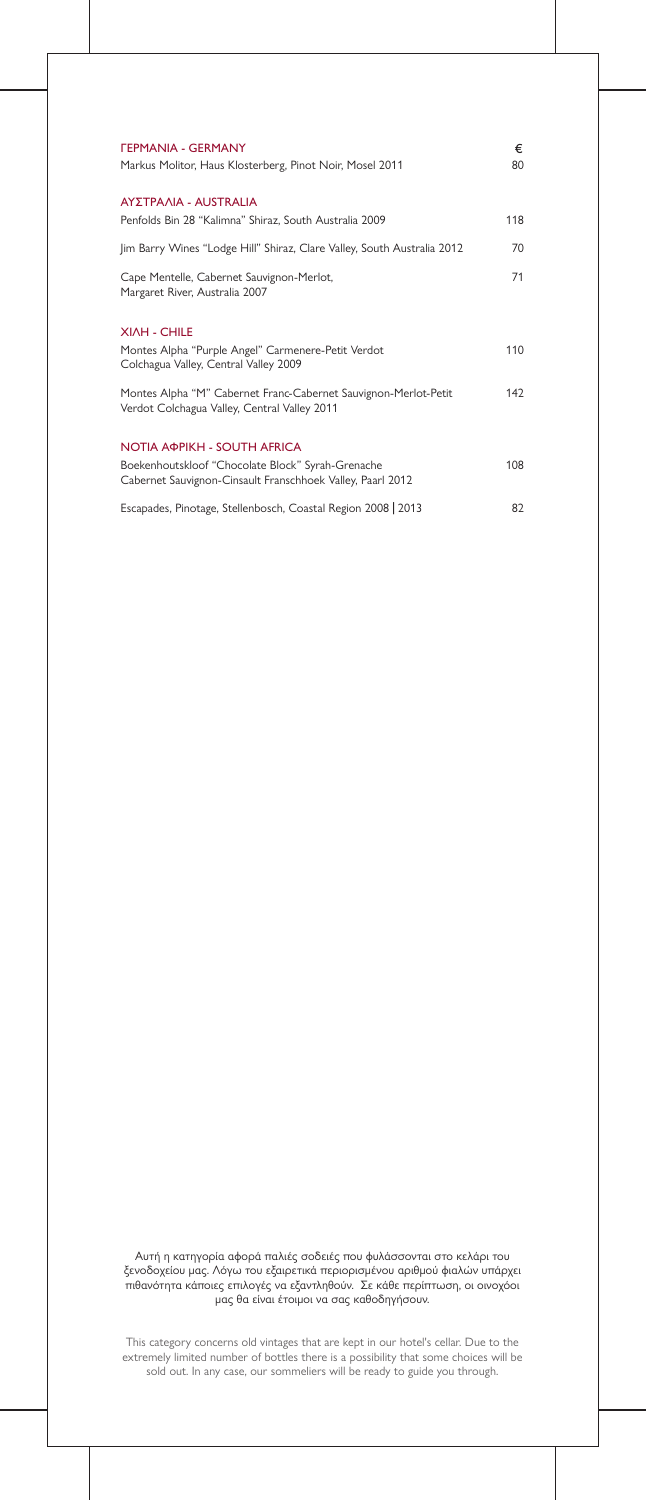| ΓΕΡΜΑΝΙΑ - GERMANY | € |
|---|---|
| Markus Molitor, Haus Klosterberg, Pinot Noir, Mosel 2011 | 80 |
| **ΑΥΣΤΡΑΛΙΑ - AUSTRALIA** | |
| Penfolds Bin 28 "Kalimna" Shiraz, South Australia 2009 | 118 |
| Jim Barry Wines "Lodge Hill" Shiraz, Clare Valley, South Australia 2012 | 70 |
| Cape Mentelle, Cabernet Sauvignon-Merlot, Margaret River, Australia 2007 | 71 |
| **ΧΙΛΗ - CHILE** | |
| Montes Alpha "Purple Angel" Carmenere-Petit Verdot Colchagua Valley, Central Valley 2009 | 110 |
| Montes Alpha "M" Cabernet Franc-Cabernet Sauvignon-Merlot-Petit Verdot Colchagua Valley, Central Valley 2011 | 142 |
| **ΝΟΤΙΑ ΑΦΡΙΚΗ - SOUTH AFRICA** | |
| Boekenhoutskloof "Chocolate Block" Syrah-Grenache Cabernet Sauvignon-Cinsault Franschhoek Valley, Paarl 2012 | 108 |
| Escapades, Pinotage, Stellenbosch, Coastal Region 2008 \| 2013 | 82 |

Αυτή η κατηγορία αφορά παλιές σοδειές που φυλάσσονται στο κελάρι του ξενοδοχείου μας. Λόγω του εξαιρετικά περιορισμένου αριθμού φιαλών υπάρχει πιθανότητα κάποιες επιλογές να εξαντληθούν. Σε κάθε περίπτωση, οι οινοχόοι μας θα είναι έτοιμοι να σας καθοδηγήσουν.

This category concerns old vintages that are kept in our hotel's cellar. Due to the extremely limited number of bottles there is a possibility that some choices will be sold out. In any case, our sommeliers will be ready to guide you through.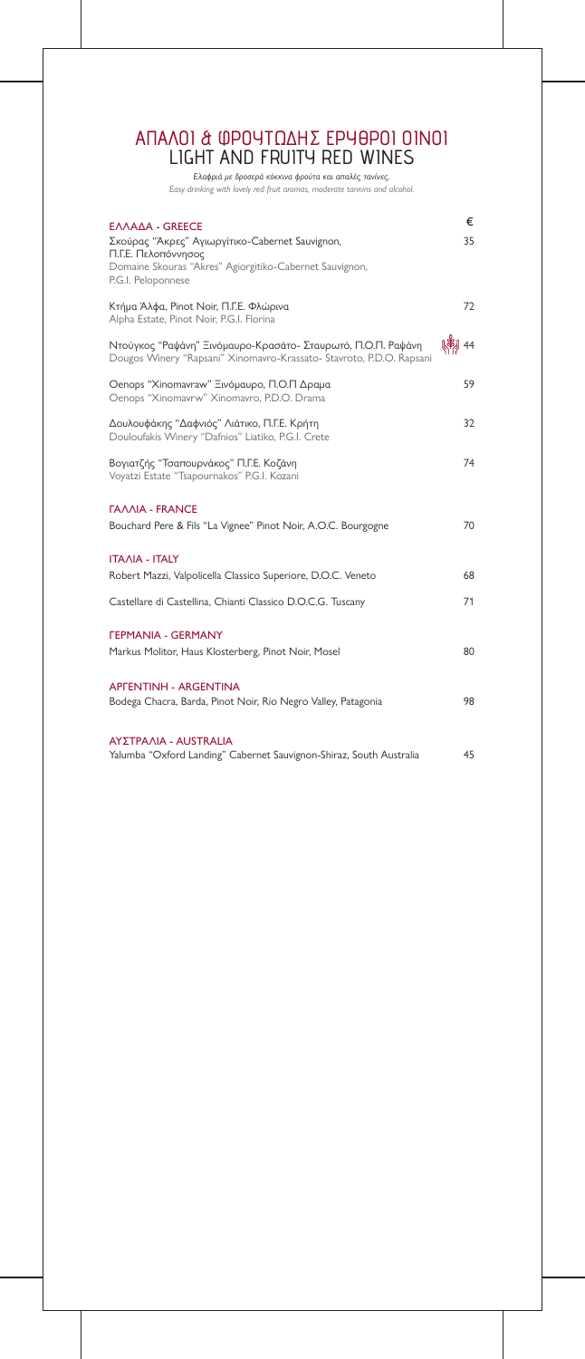# ΑΠΑΛΟΙ & ΦΡΟΥΤΩΔΗΣ ΕΡΥΘΡΟΙ ΟΙΝΟΙ
## LIGHT AND FRUITY RED WINES

*Ελαφριά με δροσερά κόκκινα φρούτα και απαλές τανίνες.*
*Easy drinking with lovely red fruit aromas, moderate tannins and alcohol.*

| | € |
|---|---|
| **ΕΛΛΑΔΑ - GREECE** | |
| Σκούρας "Άκρες" Αγιωργίτικο-Cabernet Sauvignon, Π.Γ.Ε. Πελοπόννησος<br>Domaine Skouras "Akres" Agiorgitiko-Cabernet Sauvignon, P.G.I. Peloponnese | 35 |
| Κτήμα Άλφα, Pinot Noir, Π.Γ.Ε. Φλώρινα<br>Alpha Estate, Pinot Noir, P.G.I. Florina | 72 |
| Ντούγκος "Ραψάνη" Ξινόμαυρο-Κρασάτο- Σταυρωτό, Π.Ο.Π. Ραψάνη<br>Dougos Winery "Rapsani" Xinomavro-Krassato- Stavroto, P.D.O. Rapsani | 44 |
| Oenops "Xinomavraw" Ξινόμαυρο, Π.Ο.Π Δραμα<br>Oenops "Xinomavrw" Xinomavro, P.D.O. Drama | 59 |
| Δουλουφάκης "Δαφνιός" Λιάτικο, Π.Γ.Ε. Κρήτη<br>Douloufakis Winery "Dafnios" Liatiko, P.G.I. Crete | 32 |
| Βογιατζής "Τσαπουρνάκος" Π.Γ.Ε. Κοζάνη<br>Voyatzi Estate "Tsapournakos" P.G.I. Kozani | 74 |
| **ΓΑΛΛΙΑ - FRANCE** | |
| Bouchard Pere & Fils "La Vignee" Pinot Noir, A.O.C. Bourgogne | 70 |
| **ΙΤΑΛΙΑ - ITALY** | |
| Robert Mazzi, Valpolicella Classico Superiore, D.O.C. Veneto | 68 |
| Castellare di Castellina, Chianti Classico D.O.C.G. Tuscany | 71 |
| **ΓΕΡΜΑΝΙΑ - GERMANY** | |
| Markus Molitor, Haus Klosterberg, Pinot Noir, Mosel | 80 |
| **ΑΡΓΕΝΤΙΝΗ - ARGENTINA** | |
| Bodega Chacra, Barda, Pinot Noir, Rio Negro Valley, Patagonia | 98 |
| **ΑΥΣΤΡΑΛΙΑ - AUSTRALIA** | |
| Yalumba "Oxford Landing" Cabernet Sauvignon-Shiraz, South Australia | 45 |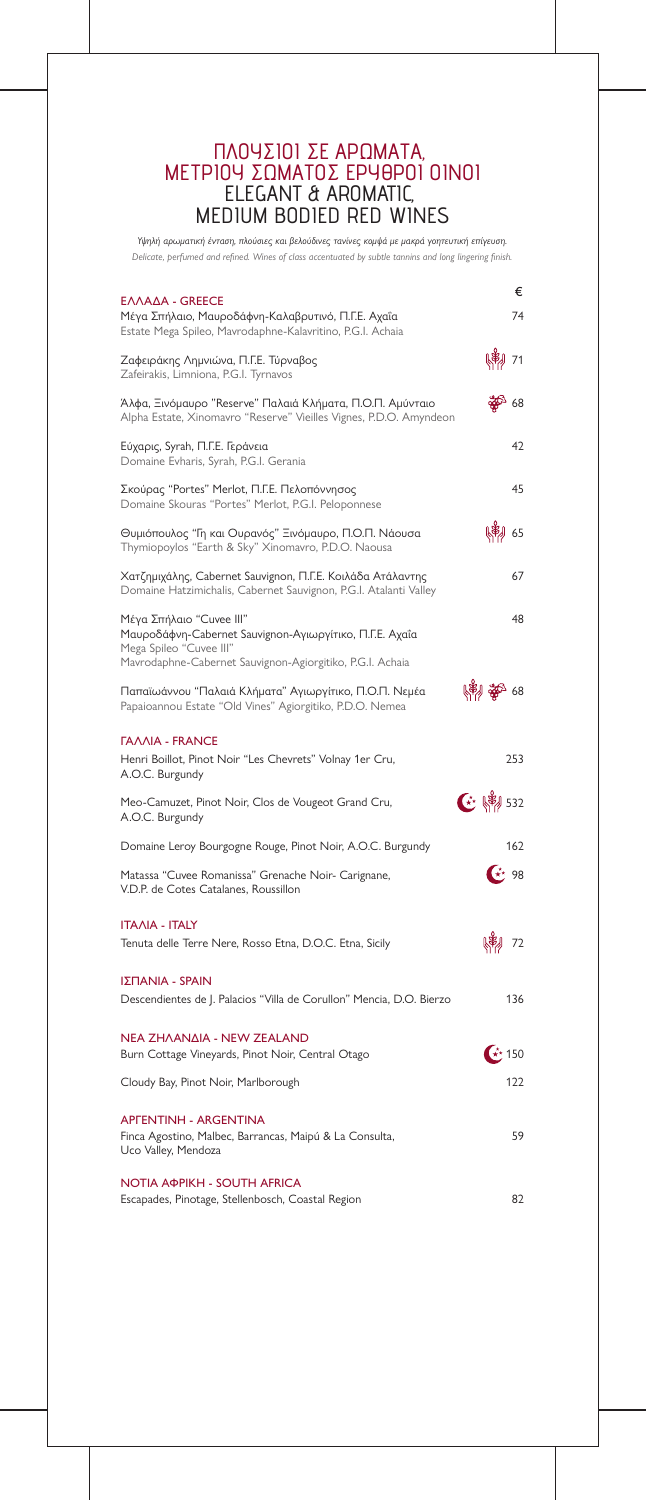# ΠΛΟΥΣΙΟΙ ΣΕ ΑΡΩΜΑΤΑ, ΜΕΤΡΙΟΥ ΣΩΜΑΤΟΣ ΕΡΥΘΡΟΙ ΟΙΝΟΙ
# ELEGANT & AROMATIC, MEDIUM BODIED RED WINES

*Υψηλή αρωματική ένταση, πλούσιες και βελούδινες τανίνες καμψά με μακρά γοητευτική επίγευση.*
*Delicate, perfumed and refined. Wines of class accentuated by subtle tannins and long lingering finish.*

| | € |
|---|---|
| **ΕΛΛΑΔΑ - GREECE** | |
| Μέγα Σπήλαιο, Μαυροδάφνη-Καλαβρυτινό, Π.Γ.Ε. Αχαΐα<br>Estate Mega Spileo, Mavrodaphne-Kalavritino, P.G.I. Achaia | 74 |
| Ζαφειράκης Λημνιώνα, Π.Γ.Ε. Τύρναβος<br>Zafeirakis, Limniona, P.G.I. Tyrnavos | 71 |
| Άλφα, Ξινόμαυρο "Reserve" Παλαιά Κλήματα, Π.Ο.Π. Αμύνταιο<br>Alpha Estate, Xinomavro "Reserve" Vieilles Vignes, P.D.O. Amyndeon | 68 |
| Εύχαρις, Syrah, Π.Γ.Ε. Γεράνεια<br>Domaine Evharis, Syrah, P.G.I. Gerania | 42 |
| Σκούρας "Portes" Merlot, Π.Γ.Ε. Πελοπόννησος<br>Domaine Skouras "Portes" Merlot, P.G.I. Peloponnese | 45 |
| Θυμιόπουλος "Γη και Ουρανός" Ξινόμαυρο, Π.Ο.Π. Νάουσα<br>Thymiopoylos "Earth & Sky" Xinomavro, P.D.O. Naousa | 65 |
| Χατζημιχάλης, Cabernet Sauvignon, Π.Γ.Ε. Κοιλάδα Αταλάντης<br>Domaine Hatzimichalis, Cabernet Sauvignon, P.G.I. Atalanti Valley | 67 |
| Μέγα Σπήλαιο "Cuvee III"<br>Μαυροδάφνη-Cabernet Sauvignon-Αγιωργίτικο, Π.Γ.Ε. Αχαΐα<br>Mega Spileo "Cuvee III"<br>Mavrodaphne-Cabernet Sauvignon-Agiorgitiko, P.G.I. Achaia | 48 |
| Παπαϊωάννου "Παλαιά Κλήματα" Αγιωργίτικο, Π.Ο.Π. Νεμέα<br>Papaioannou Estate "Old Vines" Agiorgitiko, P.D.O. Nemea | 68 |
| **ΓΑΛΛΙΑ - FRANCE** | |
| Henri Boillot, Pinot Noir "Les Chevrets" Volnay 1er Cru, A.O.C. Burgundy | 253 |
| Meo-Camuzet, Pinot Noir, Clos de Vougeot Grand Cru, A.O.C. Burgundy | 532 |
| Domaine Leroy Bourgogne Rouge, Pinot Noir, A.O.C. Burgundy | 162 |
| Matassa "Cuvee Romanissa" Grenache Noir- Carignane, V.D.P. de Cotes Catalanes, Roussillon | 98 |
| **ΙΤΑΛΙΑ - ITALY** | |
| Tenuta delle Terre Nere, Rosso Etna, D.O.C. Etna, Sicily | 72 |
| **ΙΣΠΑΝΙΑ - SPAIN** | |
| Descendientes de J. Palacios "Villa de Corullon" Mencia, D.O. Bierzo | 136 |
| **ΝΕΑ ΖΗΛΑΝΔΙΑ - NEW ZEALAND** | |
| Burn Cottage Vineyards, Pinot Noir, Central Otago | 150 |
| Cloudy Bay, Pinot Noir, Marlborough | 122 |
| **ΑΡΓΕΝΤΙΝΗ - ARGENTINA** | |
| Finca Agostino, Malbec, Barrancas, Maipú & La Consulta, Uco Valley, Mendoza | 59 |
| **ΝΟΤΙΑ ΑΦΡΙΚΗ - SOUTH AFRICA** | |
| Escapades, Pinotage, Stellenbosch, Coastal Region | 82 |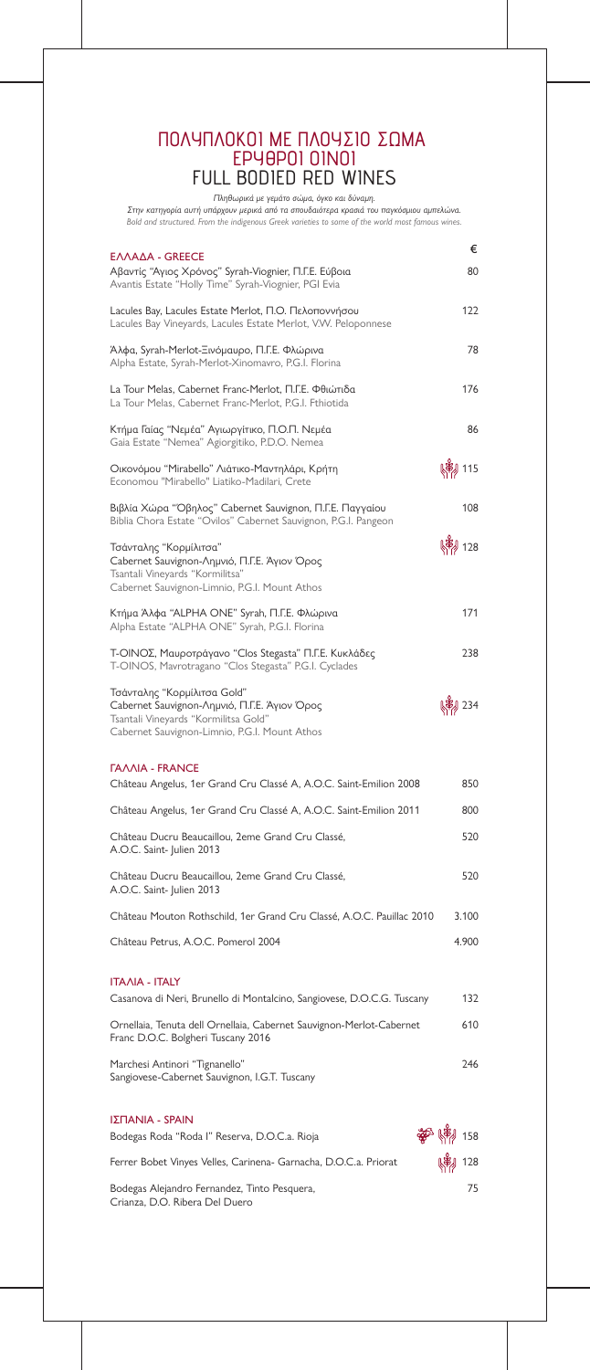# ΠΟΛΥΠΛΟΚΟΙ ΜΕ ΠΛΟΥΣΙΟ ΣΩΜΑ
## ΕΡΥΘΡΟΙ ΟΙΝΟΙ
## FULL BODIED RED WINES

*Πληθωρικά με γεμάτο σώμα, όγκο και δύναμη.*
*Στην κατηγορία αυτή υπάρχουν μερικά από τα σπουδαιότερα κρασιά του παγκόσμιου αμπελώνα.*
*Bold and structured. From the indigenous Greek varieties to some of the world most famous wines.*

| | € |
|---|---|
| **ΕΛΛΑΔΑ - GREECE** | |
| Αβαντίς "Άγιος Χρόνος" Syrah-Viognier, Π.Γ.Ε. Εύβοια<br>Avantis Estate "Holly Time" Syrah-Viognier, PGI Evia | 80 |
| Lacules Bay, Lacules Estate Merlot, Π.Ο. Πελοποννήσου<br>Lacules Bay Vineyards, Lacules Estate Merlot, V.W. Peloponnese | 122 |
| Άλφα, Syrah-Merlot-Ξινόμαυρο, Π.Γ.Ε. Φλώρινα<br>Alpha Estate, Syrah-Merlot-Xinomavro, P.G.I. Florina | 78 |
| La Tour Melas, Cabernet Franc-Merlot, Π.Γ.Ε. Φθιώτιδα<br>La Tour Melas, Cabernet Franc-Merlot, P.G.I. Fthiotida | 176 |
| Κτήμα Γαίας "Νεμέα" Αγιωργίτικο, Π.Ο.Π. Νεμέα<br>Gaia Estate "Nemea" Agiorgitiko, P.D.O. Nemea | 86 |
| Οικονόμου "Mirabello" Λιάτικο-Μαντηλάρι, Κρήτη<br>Economou "Mirabello" Liatiko-Madilari, Crete | 115 |
| Βιβλία Χώρα "Όβηλος" Cabernet Sauvignon, Π.Γ.Ε. Παγγαίου<br>Biblia Chora Estate "Ovilos" Cabernet Sauvignon, P.G.I. Pangeon | 108 |
| Τσάνταλης "Κορμίλιτσα"<br>Cabernet Sauvignon-Λημνιό, Π.Γ.Ε. Άγιον Όρος<br>Tsantali Vineyards "Kormilitsa"<br>Cabernet Sauvignon-Limnio, P.G.I. Mount Athos | 128 |
| Κτήμα Άλφα "ALPHA ONE" Syrah, Π.Γ.Ε. Φλώρινα<br>Alpha Estate "ALPHA ONE" Syrah, P.G.I. Florina | 171 |
| T-OINOΣ, Μαυροτράγανο "Clos Stegasta" Π.Γ.Ε. Κυκλάδες<br>T-OINOS, Mavrotragano "Clos Stegasta" P.G.I. Cyclades | 238 |
| Τσάνταλης "Κορμίλιτσα Gold"<br>Cabernet Sauvignon-Λημνιό, Π.Γ.Ε. Άγιον Όρος<br>Tsantali Vineyards "Kormilitsa Gold"<br>Cabernet Sauvignon-Limnio, P.G.I. Mount Athos | 234 |
| **ΓΑΛΛΙΑ - FRANCE** | |
| Château Angelus, 1er Grand Cru Classé A, A.O.C. Saint-Emilion 2008 | 850 |
| Château Angelus, 1er Grand Cru Classé A, A.O.C. Saint-Emilion 2011 | 800 |
| Château Ducru Beaucaillou, 2eme Grand Cru Classé,<br>A.O.C. Saint- Julien 2013 | 520 |
| Château Ducru Beaucaillou, 2eme Grand Cru Classé,<br>A.O.C. Saint- Julien 2013 | 520 |
| Château Mouton Rothschild, 1er Grand Cru Classé, A.O.C. Pauillac 2010 | 3.100 |
| Château Petrus, A.O.C. Pomerol 2004 | 4.900 |
| **ΙΤΑΛΙΑ - ITALY** | |
| Casanova di Neri, Brunello di Montalcino, Sangiovese, D.O.C.G. Tuscany | 132 |
| Ornellaia, Tenuta dell Ornellaia, Cabernet Sauvignon-Merlot-Cabernet<br>Franc D.O.C. Bolgheri Tuscany 2016 | 610 |
| Marchesi Antinori "Tignanello"<br>Sangiovese-Cabernet Sauvignon, I.G.T. Tuscany | 246 |
| **ΙΣΠΑΝΙΑ - SPAIN** | |
| Bodegas Roda "Roda I" Reserva, D.O.C.a. Rioja | 158 |
| Ferrer Bobet Vinyes Velles, Carinena- Garnacha, D.O.C.a. Priorat | 128 |
| Bodegas Alejandro Fernandez, Tinto Pesquera,<br>Crianza, D.O. Ribera Del Duero | 75 |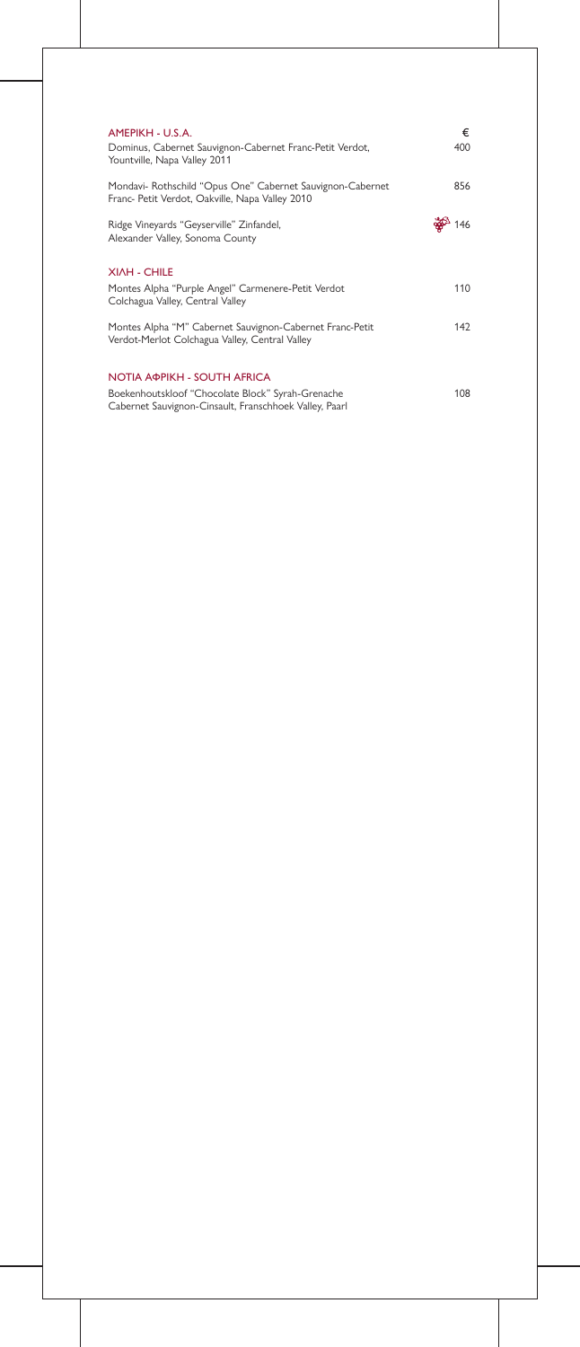| ΑΜΕΡΙΚΗ - U.S.A. | € |
|---|---|
| Dominus, Cabernet Sauvignon-Cabernet Franc-Petit Verdot, Yountville, Napa Valley 2011 | 400 |
| Mondavi- Rothschild "Opus One" Cabernet Sauvignon-Cabernet Franc- Petit Verdot, Oakville, Napa Valley 2010 | 856 |
| Ridge Vineyards "Geyserville" Zinfandel, Alexander Valley, Sonoma County | 146 |

| ΧΙΛΗ - CHILE | |
|---|---|
| Montes Alpha "Purple Angel" Carmenere-Petit Verdot Colchagua Valley, Central Valley | 110 |
| Montes Alpha "M" Cabernet Sauvignon-Cabernet Franc-Petit Verdot-Merlot Colchagua Valley, Central Valley | 142 |

| ΝΟΤΙΑ ΑΦΡΙΚΗ - SOUTH AFRICA | |
|---|---|
| Boekenhoutskloof "Chocolate Block" Syrah-Grenache Cabernet Sauvignon-Cinsault, Franschhoek Valley, Paarl | 108 |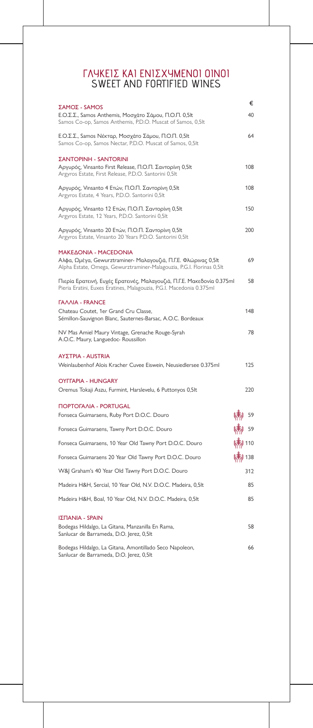# ΓΛΥΚΕΙΣ ΚΑΙ ΕΝΙΣΧΥΜΕΝΟΙ ΟΙΝΟΙ
## SWEET AND FORTIFIED WINES

| | € |
|---|---|
| **ΣΑΜΟΣ - SAMOS** | |
| Ε.Ο.Σ.Σ., Samos Anthemis, Μοσχάτο Σάμου, Π.Ο.Π. 0,5lt<br>Samos Co-op, Samos Anthemis, P.D.O. Muscat of Samos, 0,5lt | 40 |
| Ε.Ο.Σ.Σ., Samos Νέκταρ, Μοσχάτο Σάμου, Π.Ο.Π. 0,5lt<br>Samos Co-op, Samos Nectar, P.D.O. Muscat of Samos, 0,5lt | 64 |
| **ΣΑΝΤΟΡΙΝΗ - SANTORINI** | |
| Αργυρός, Vinsanto First Release, Π.Ο.Π. Σαντορίνη 0,5lt<br>Argyros Estate, First Release, P.D.O. Santorini 0,5lt | 108 |
| Αργυρός, Vinsanto 4 Ετών, Π.Ο.Π. Σαντορίνη 0,5lt<br>Argyros Estate, 4 Years, P.D.O. Santorini 0,5lt | 108 |
| Αργυρός, Vinsanto 12 Ετών, Π.Ο.Π. Σαντορίνη 0,5lt<br>Argyros Estate, 12 Years, P.D.O. Santorini 0,5lt | 150 |
| Αργυρός, Vinsanto 20 Ετών, Π.Ο.Π. Σαντορίνη 0,5lt<br>Argyros Estate, Vinsanto 20 Years P.D.O. Santorini 0,5lt | 200 |
| **ΜΑΚΕΔΟΝΙΑ - MACEDONIA** | |
| Αλφα, Ωμέγα, Gewurztraminer- Μαλαγουζιά, Π.Γ.Ε. Φλώρινας 0,5lt<br>Alpha Estate, Omega, Gewurztraminer-Malagouzia, P.G.I. Florinas 0,5lt | 69 |
| Πιερία Ερατεινή, Ευχές Ερατεινές, Μαλαγουζιά, Π.Γ.Ε. Μακεδονία 0.375ml<br>Pieria Eratini, Euxes Eratines, Malagouzia, P.G.I. Macedonia 0.375ml | 58 |
| **ΓΑΛΛΙΑ - FRANCE** | |
| Chateau Coutet, 1er Grand Cru Classe,<br>Sémillon-Sauvignon Blanc, Sauternes-Barsac, A.O.C. Bordeaux | 148 |
| NV Mas Amiel Maury Vintage, Grenache Rouge-Syrah<br>A.O.C. Maury, Languedoc- Roussillon | 78 |
| **ΑΥΣΤΡΙΑ - AUSTRIA** | |
| Weinlaubenhof Alois Kracher Cuvee Eiswein, Neusiedlersee 0.375ml | 125 |
| **ΟΥΓΓΑΡΙΑ - HUNGARY** | |
| Oremus Tokaji Aszu, Furmint, Harslevelu, 6 Puttonyos 0,5lt | 220 |
| **ΠΟΡΤΟΓΑΛΙΑ - PORTUGAL** | |
| Fonseca Guimaraens, Ruby Port D.O.C. Douro | 59 |
| Fonseca Guimaraens, Tawny Port D.O.C. Douro | 59 |
| Fonseca Guimaraens, 10 Year Old Tawny Port D.O.C. Douro | 110 |
| Fonseca Guimaraens 20 Year Old Tawny Port D.O.C. Douro | 138 |
| W&J Graham's 40 Year Old Tawny Port D.O.C. Douro | 312 |
| Madeira H&H, Sercial, 10 Year Old, N.V. D.O.C. Madeira, 0,5lt | 85 |
| Madeira H&H, Boal, 10 Year Old, N.V. D.O.C. Madeira, 0,5lt | 85 |
| **ΙΣΠΑΝΙΑ - SPAIN** | |
| Bodegas Hildalgo, La Gitana, Manzanilla En Rama,<br>Sanlucar de Barrameda, D.O. Jerez, 0,5lt | 58 |
| Bodegas Hildalgo, La Gitana, Amontillado Seco Napoleon,<br>Sanlucar de Barrameda, D.O. Jerez, 0,5lt | 66 |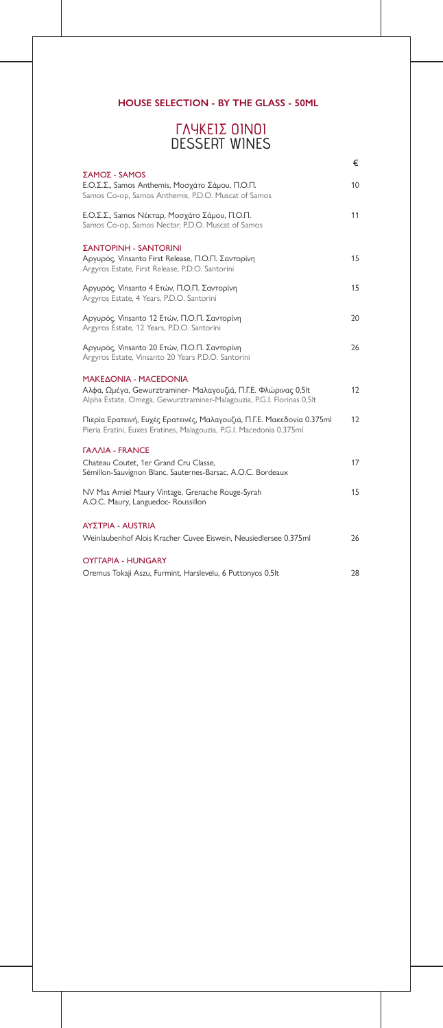**HOUSE SELECTION - BY THE GLASS - 50ML**

# ΓΛΥΚΕΙΣ ΟΙΝΟΙ
# DESSERT WINES

| | € |
|---|---|
| **ΣΑΜΟΣ - SAMOS** | |
| Ε.Ο.Σ.Σ., Samos Anthemis, Μοσχάτο Σάμου, Π.Ο.Π.<br>Samos Co-op, Samos Anthemis, P.D.O. Muscat of Samos | 10 |
| Ε.Ο.Σ.Σ., Samos Νέκταρ, Μοσχάτο Σάμου, Π.Ο.Π.<br>Samos Co-op, Samos Nectar, P.D.O. Muscat of Samos | 11 |
| **ΣΑΝΤΟΡΙΝΗ - SANTORINI** | |
| Αργυρός, Vinsanto First Release, Π.Ο.Π. Σαντορίνη<br>Argyros Estate, First Release, P.D.O. Santorini | 15 |
| Αργυρός, Vinsanto 4 Ετών, Π.Ο.Π. Σαντορίνη<br>Argyros Estate, 4 Years, P.D.O. Santorini | 15 |
| Αργυρός, Vinsanto 12 Ετών, Π.Ο.Π. Σαντορίνη<br>Argyros Estate, 12 Years, P.D.O. Santorini | 20 |
| Αργυρός, Vinsanto 20 Ετών, Π.Ο.Π. Σαντορίνη<br>Argyros Estate, Vinsanto 20 Years P.D.O. Santorini | 26 |
| **ΜΑΚΕΔΟΝΙΑ - MACEDONIA** | |
| Αλφα, Ωμέγα, Gewurztraminer- Μαλαγουζιά, Π.Γ.Ε. Φλώρινας 0,5lt<br>Alpha Estate, Omega, Gewurztraminer-Malagouzia, P.G.I. Florinas 0,5lt | 12 |
| Πιερία Ερατεινή, Ευχές Ερατεινές, Μαλαγουζιά, Π.Γ.Ε. Μακεδονία 0.375ml<br>Pieria Eratini, Euxes Eratines, Malagouzia, P.G.I. Macedonia 0.375ml | 12 |
| **ΓΑΛΛΙΑ - FRANCE** | |
| Chateau Coutet, 1er Grand Cru Classe,<br>Sémillon-Sauvignon Blanc, Sauternes-Barsac, A.O.C. Bordeaux | 17 |
| NV Mas Amiel Maury Vintage, Grenache Rouge-Syrah<br>A.O.C. Maury, Languedoc- Roussillon | 15 |
| **ΑΥΣΤΡΙΑ - AUSTRIA** | |
| Weinlaubenhof Alois Kracher Cuvee Eiswein, Neusiedlersee 0.375ml | 26 |
| **ΟΥΓΓΑΡΙΑ - HUNGARY** | |
| Oremus Tokaji Aszu, Furmint, Harslevelu, 6 Puttonyos 0,5lt | 28 |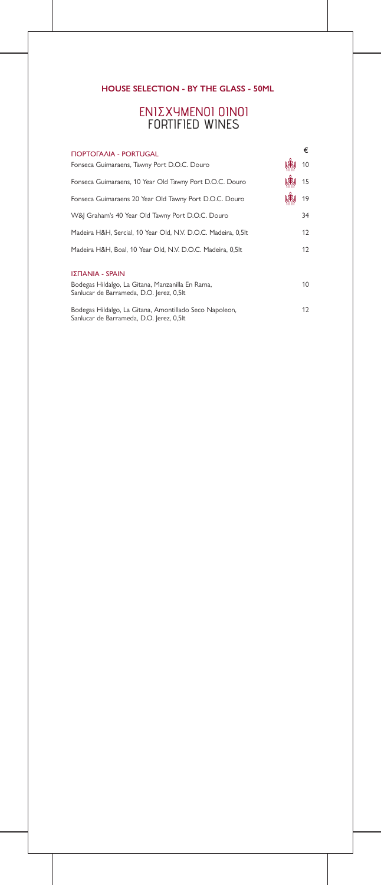**HOUSE SELECTION - BY THE GLASS - 50ML**

# ΕΝΙΣΧΥΜΕΝΟΙ ΟΙΝΟΙ
## FORTIFIED WINES

| ΠΟΡΤΟΓΑΛΙΑ - PORTUGAL | € |
|---|---|
| Fonseca Guimaraens, Tawny Port D.O.C. Douro | 10 |
| Fonseca Guimaraens, 10 Year Old Tawny Port D.O.C. Douro | 15 |
| Fonseca Guimaraens 20 Year Old Tawny Port D.O.C. Douro | 19 |
| W&J Graham's 40 Year Old Tawny Port D.O.C. Douro | 34 |
| Madeira H&H, Sercial, 10 Year Old, N.V. D.O.C. Madeira, 0,5lt | 12 |
| Madeira H&H, Boal, 10 Year Old, N.V. D.O.C. Madeira, 0,5lt | 12 |

| ΙΣΠΑΝΙΑ - SPAIN | |
|---|---|
| Bodegas Hildalgo, La Gitana, Manzanilla En Rama, Sanlucar de Barrameda, D.O. Jerez, 0,5lt | 10 |
| Bodegas Hildalgo, La Gitana, Amontillado Seco Napoleon, Sanlucar de Barrameda, D.O. Jerez, 0,5lt | 12 |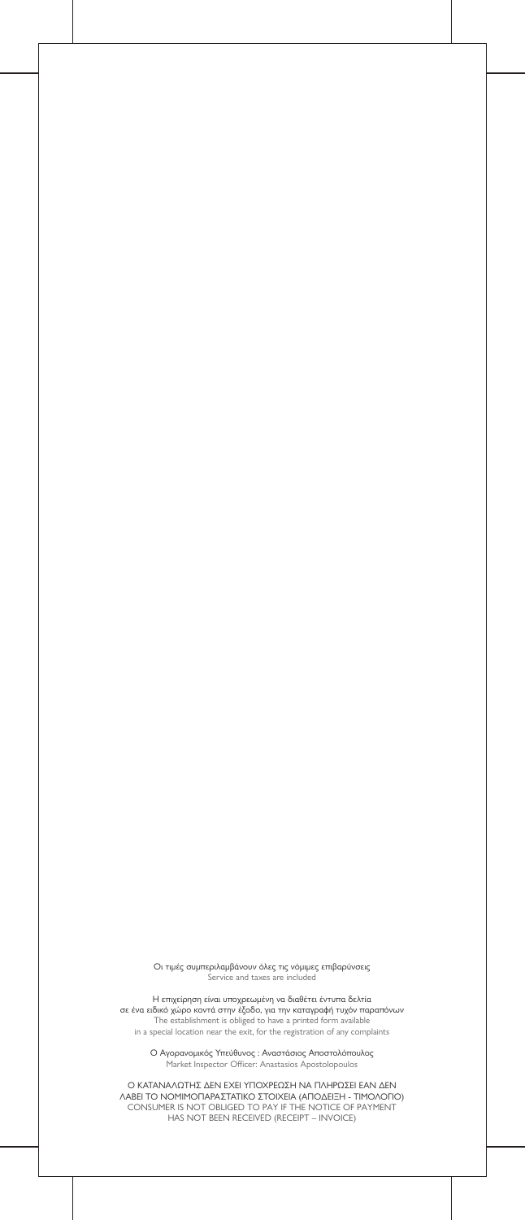Οι τιμές συμπεριλαμβάνουν όλες τις νόμιμες επιβαρύνσεις
Service and taxes are included

Η επιχείρηση είναι υποχρεωμένη να διαθέτει έντυπα δελτία
σε ένα ειδικό χώρο κοντά στην έξοδο, για την καταγραφή τυχόν παραπόνων
The establishment is obliged to have a printed form available
in a special location near the exit, for the registration of any complaints

Ο Αγορανομικός Υπεύθυνος : Αναστάσιος Αποστολόπουλος
Market Inspector Officer: Anastasios Apostolopoulos

Ο ΚΑΤΑΝΑΛΩΤΗΣ ΔΕΝ ΕΧΕΙ ΥΠΟΧΡΕΩΣΗ ΝΑ ΠΛΗΡΩΣΕΙ ΕΑΝ ΔΕΝ
ΛΑΒΕΙ ΤΟ ΝΟΜΙΜΟΠΑΡΑΣΤΑΤΙΚΟ ΣΤΟΙΧΕΙΑ (ΑΠΟΔΕΙΞΗ - ΤΙΜΟΛΟΓΙΟ)
CONSUMER IS NOT OBLIGED TO PAY IF THE NOTICE OF PAYMENT
HAS NOT BEEN RECEIVED (RECEIPT – INVOICE)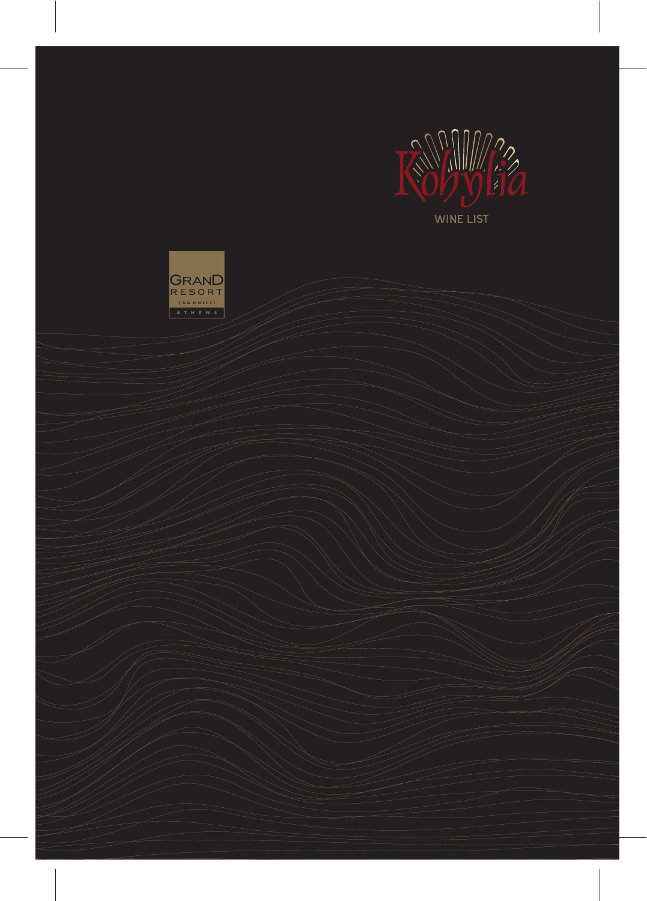Kohylia

WINE LIST

GRAND RESORT LAGONISSI ATHENS